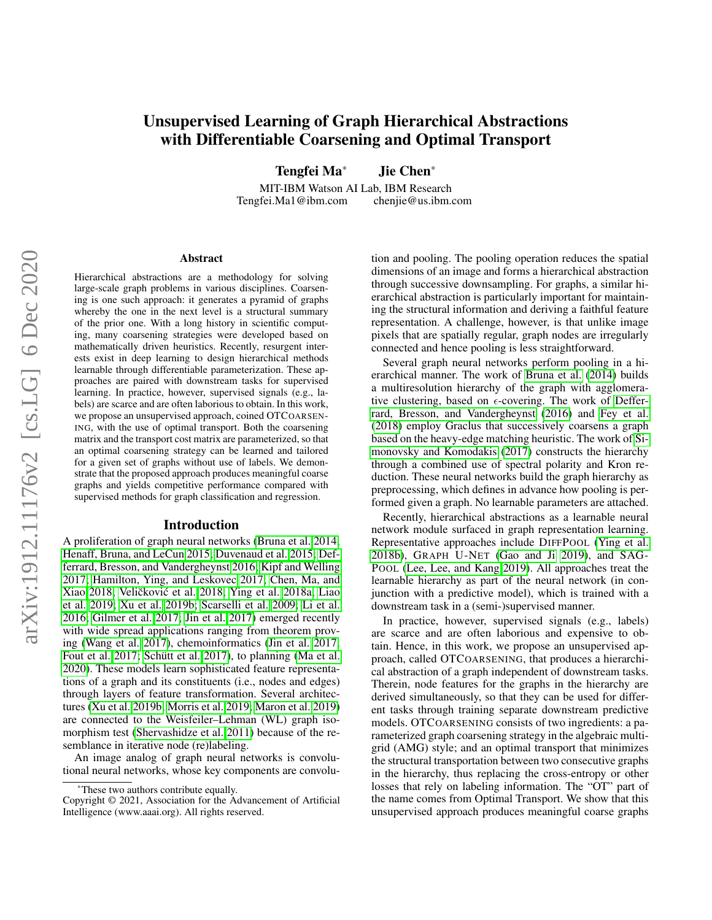# Unsupervised Learning of Graph Hierarchical Abstractions with Differentiable Coarsening and Optimal Transport

**Tengfei Ma*** **Jie Chen***

MIT-IBM Watson AI Lab, IBM Research
Tengfei.Ma1@ibm.com chenjie@us.ibm.com

## Abstract

Hierarchical abstractions are a methodology for solving large-scale graph problems in various disciplines. Coarsening is one such approach: it generates a pyramid of graphs whereby the one in the next level is a structural summary of the prior one. With a long history in scientific computing, many coarsening strategies were developed based on mathematically driven heuristics. Recently, resurgent interests exist in deep learning to design hierarchical methods learnable through differentiable parameterization. These approaches are paired with downstream tasks for supervised learning. In practice, however, supervised signals (e.g., labels) are scarce and are often laborious to obtain. In this work, we propose an unsupervised approach, coined OTCOARSENING, with the use of optimal transport. Both the coarsening matrix and the transport cost matrix are parameterized, so that an optimal coarsening strategy can be learned and tailored for a given set of graphs without use of labels. We demonstrate that the proposed approach produces meaningful coarse graphs and yields competitive performance compared with supervised methods for graph classification and regression.

## Introduction

A proliferation of graph neural networks (Bruna et al. 2014; Henaff, Bruna, and LeCun 2015; Duvenaud et al. 2015; Defferrard, Bresson, and Vandergheynst 2016; Kipf and Welling 2017; Hamilton, Ying, and Leskovec 2017; Chen, Ma, and Xiao 2018; Veličković et al. 2018; Ying et al. 2018a; Liao et al. 2019; Xu et al. 2019b; Scarselli et al. 2009; Li et al. 2016; Gilmer et al. 2017; Jin et al. 2017) emerged recently with wide spread applications ranging from theorem proving (Wang et al. 2017), chemoinformatics (Jin et al. 2017; Fout et al. 2017; Schütt et al. 2017), to planning (Ma et al. 2020). These models learn sophisticated feature representations of a graph and its constituents (i.e., nodes and edges) through layers of feature transformation. Several architectures (Xu et al. 2019b; Morris et al. 2019; Maron et al. 2019) are connected to the Weisfeiler–Lehman (WL) graph isomorphism test (Shervashidze et al. 2011) because of the resemblance in iterative node (re)labeling.

An image analog of graph neural networks is convolutional neural networks, whose key components are convolution and pooling. The pooling operation reduces the spatial dimensions of an image and forms a hierarchical abstraction through successive downsampling. For graphs, a similar hierarchical abstraction is particularly important for maintaining the structural information and deriving a faithful feature representation. A challenge, however, is that unlike image pixels that are spatially regular, graph nodes are irregularly connected and hence pooling is less straightforward.

Several graph neural networks perform pooling in a hierarchical manner. The work of Bruna et al. (2014) builds a multiresolution hierarchy of the graph with agglomerative clustering, based on $\epsilon$-covering. The work of Defferrard, Bresson, and Vandergheynst (2016) and Fey et al. (2018) employ Graclus that successively coarsens a graph based on the heavy-edge matching heuristic. The work of Simonovsky and Komodakis (2017) constructs the hierarchy through a combined use of spectral polarity and Kron reduction. These neural networks build the graph hierarchy as preprocessing, which defines in advance how pooling is performed given a graph. No learnable parameters are attached.

Recently, hierarchical abstractions as a learnable neural network module surfaced in graph representation learning. Representative approaches include DIFFPOOL (Ying et al. 2018b), GRAPH U-NET (Gao and Ji 2019), and SAGPOOL (Lee, Lee, and Kang 2019). All approaches treat the learnable hierarchy as part of the neural network (in conjunction with a predictive model), which is trained with a downstream task in a (semi-)supervised manner.

In practice, however, supervised signals (e.g., labels) are scarce and are often laborious and expensive to obtain. Hence, in this work, we propose an unsupervised approach, called OTCOARSENING, that produces a hierarchical abstraction of a graph independent of downstream tasks. Therein, node features for the graphs in the hierarchy are derived simultaneously, so that they can be used for different tasks through training separate downstream predictive models. OTCOARSENING consists of two ingredients: a parameterized graph coarsening strategy in the algebraic multigrid (AMG) style; and an optimal transport that minimizes the structural transportation between two consecutive graphs in the hierarchy, thus replacing the cross-entropy or other losses that rely on labeling information. The "OT" part of the name comes from Optimal Transport. We show that this unsupervised approach produces meaningful coarse graphs

*These two authors contribute equally.
Copyright © 2021, Association for the Advancement of Artificial Intelligence (www.aaai.org). All rights reserved.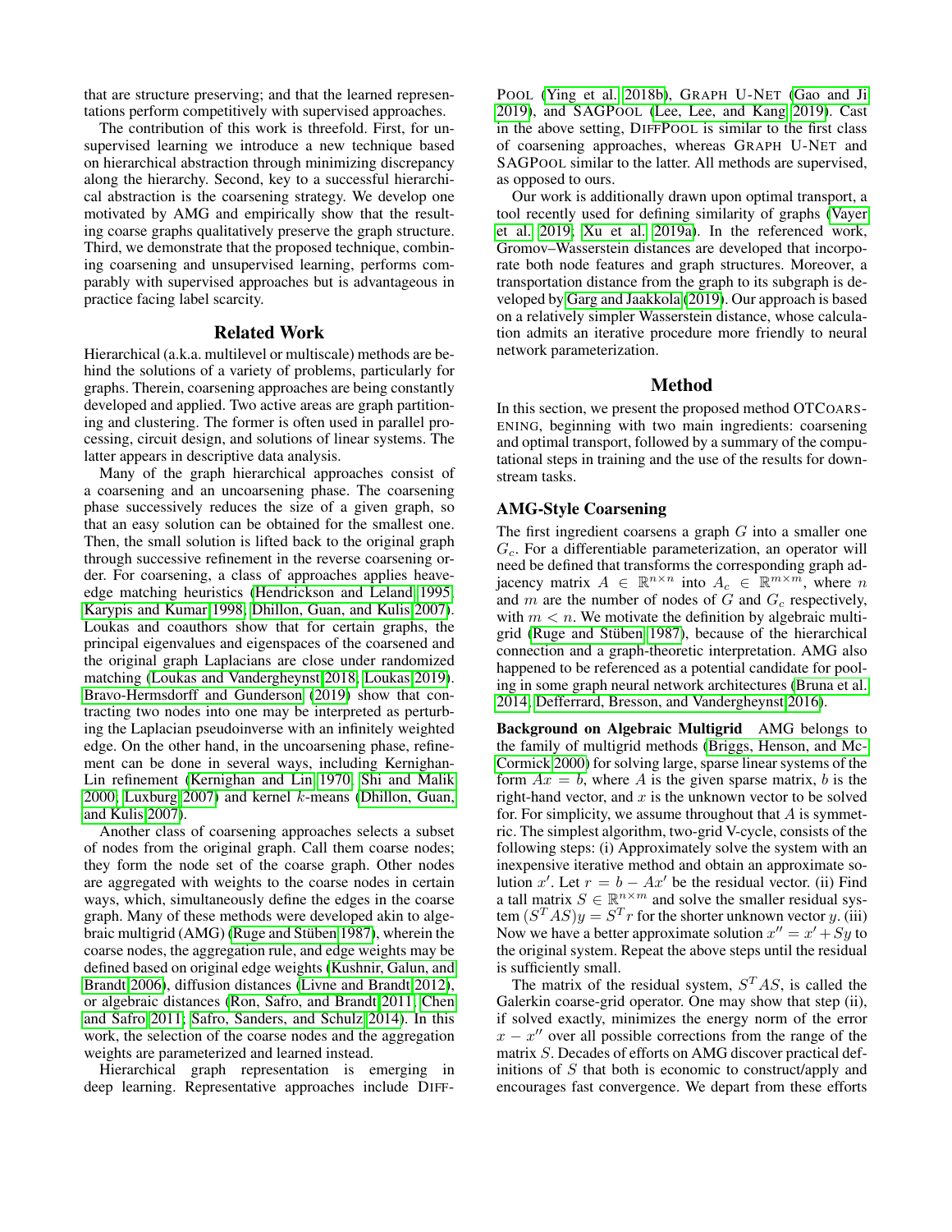that are structure preserving; and that the learned representations perform competitively with supervised approaches.

The contribution of this work is threefold. First, for unsupervised learning we introduce a new technique based on hierarchical abstraction through minimizing discrepancy along the hierarchy. Second, key to a successful hierarchical abstraction is the coarsening strategy. We develop one motivated by AMG and empirically show that the resulting coarse graphs qualitatively preserve the graph structure. Third, we demonstrate that the proposed technique, combining coarsening and unsupervised learning, performs comparably with supervised approaches but is advantageous in practice facing label scarcity.

## Related Work

Hierarchical (a.k.a. multilevel or multiscale) methods are behind the solutions of a variety of problems, particularly for graphs. Therein, coarsening approaches are being constantly developed and applied. Two active areas are graph partitioning and clustering. The former is often used in parallel processing, circuit design, and solutions of linear systems. The latter appears in descriptive data analysis.

Many of the graph hierarchical approaches consist of a coarsening and an uncoarsening phase. The coarsening phase successively reduces the size of a given graph, so that an easy solution can be obtained for the smallest one. Then, the small solution is lifted back to the original graph through successive refinement in the reverse coarsening order. For coarsening, a class of approaches applies heave-edge matching heuristics (Hendrickson and Leland 1995; Karypis and Kumar 1998; Dhillon, Guan, and Kulis 2007). Loukas and coauthors show that for certain graphs, the principal eigenvalues and eigenspaces of the coarsened and the original graph Laplacians are close under randomized matching (Loukas and Vandergheynst 2018; Loukas 2019). Bravo-Hermsdorff and Gunderson (2019) show that contracting two nodes into one may be interpreted as perturbing the Laplacian pseudoinverse with an infinitely weighted edge. On the other hand, in the uncoarsening phase, refinement can be done in several ways, including Kernighan-Lin refinement (Kernighan and Lin 1970; Shi and Malik 2000; Luxburg 2007) and kernel $k$-means (Dhillon, Guan, and Kulis 2007).

Another class of coarsening approaches selects a subset of nodes from the original graph. Call them coarse nodes; they form the node set of the coarse graph. Other nodes are aggregated with weights to the coarse nodes in certain ways, which, simultaneously define the edges in the coarse graph. Many of these methods were developed akin to algebraic multigrid (AMG) (Ruge and Stüben 1987), wherein the coarse nodes, the aggregation rule, and edge weights may be defined based on original edge weights (Kushnir, Galun, and Brandt 2006), diffusion distances (Livne and Brandt 2012), or algebraic distances (Ron, Safro, and Brandt 2011; Chen and Safro 2011; Safro, Sanders, and Schulz 2014). In this work, the selection of the coarse nodes and the aggregation weights are parameterized and learned instead.

Hierarchical graph representation is emerging in deep learning. Representative approaches include DiffPool (Ying et al. 2018b), Graph U-Net (Gao and Ji 2019), and SAGPool (Lee, Lee, and Kang 2019). Cast in the above setting, DiffPool is similar to the first class of coarsening approaches, whereas Graph U-Net and SAGPool similar to the latter. All methods are supervised, as opposed to ours.

Our work is additionally drawn upon optimal transport, a tool recently used for defining similarity of graphs (Vayer et al. 2019; Xu et al. 2019a). In the referenced work, Gromov–Wasserstein distances are developed that incorporate both node features and graph structures. Moreover, a transportation distance from the graph to its subgraph is developed by Garg and Jaakkola (2019). Our approach is based on a relatively simpler Wasserstein distance, whose calculation admits an iterative procedure more friendly to neural network parameterization.

## Method

In this section, we present the proposed method OTCoarsening, beginning with two main ingredients: coarsening and optimal transport, followed by a summary of the computational steps in training and the use of the results for downstream tasks.

### AMG-Style Coarsening

The first ingredient coarsens a graph $G$ into a smaller one $G_c$. For a differentiable parameterization, an operator will need be defined that transforms the corresponding graph adjacency matrix $A \in \mathbb{R}^{n \times n}$ into $A_c \in \mathbb{R}^{m \times m}$, where $n$ and $m$ are the number of nodes of $G$ and $G_c$ respectively, with $m < n$. We motivate the definition by algebraic multigrid (Ruge and Stüben 1987), because of the hierarchical connection and a graph-theoretic interpretation. AMG also happened to be referenced as a potential candidate for pooling in some graph neural network architectures (Bruna et al. 2014; Defferrard, Bresson, and Vandergheynst 2016).

**Background on Algebraic Multigrid** AMG belongs to the family of multigrid methods (Briggs, Henson, and McCormick 2000) for solving large, sparse linear systems of the form $Ax = b$, where $A$ is the given sparse matrix, $b$ is the right-hand vector, and $x$ is the unknown vector to be solved for. For simplicity, we assume throughout that $A$ is symmetric. The simplest algorithm, two-grid V-cycle, consists of the following steps: (i) Approximately solve the system with an inexpensive iterative method and obtain an approximate solution $x'$. Let $r = b - Ax'$ be the residual vector. (ii) Find a tall matrix $S \in \mathbb{R}^{n \times m}$ and solve the smaller residual system $(S^T AS)y = S^T r$ for the shorter unknown vector $y$. (iii) Now we have a better approximate solution $x'' = x' + Sy$ to the original system. Repeat the above steps until the residual is sufficiently small.

The matrix of the residual system, $S^T AS$, is called the Galerkin coarse-grid operator. One may show that step (ii), if solved exactly, minimizes the energy norm of the error $x - x''$ over all possible corrections from the range of the matrix $S$. Decades of efforts on AMG discover practical definitions of $S$ that both is economic to construct/apply and encourages fast convergence. We depart from these efforts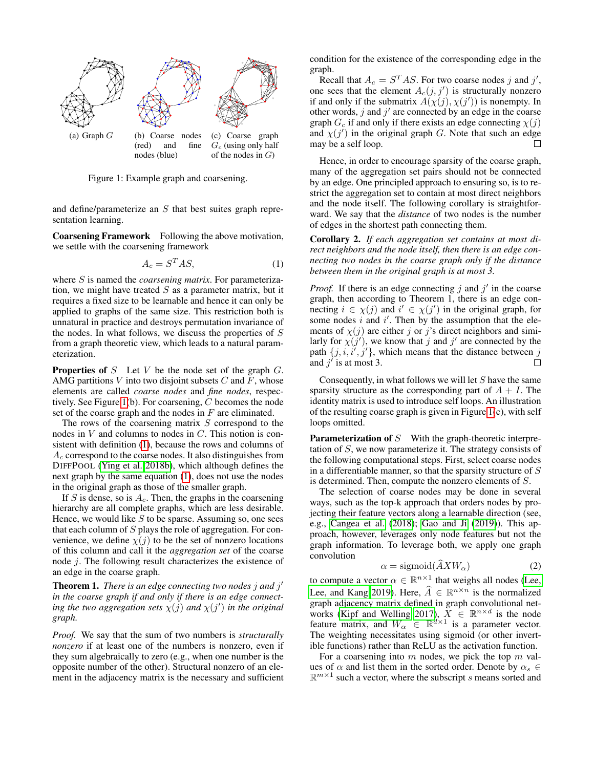(a) Graph $G$

(b) Coarse nodes (red) and fine nodes (blue)

(c) Coarse graph $G_c$ (using only half of the nodes in $G$)

Figure 1: Example graph and coarsening.

and define/parameterize an $S$ that best suites graph representation learning.

**Coarsening Framework** Following the above motivation, we settle with the coarsening framework

$$A_c = S^T AS, \tag{1}$$

where $S$ is named the *coarsening matrix*. For parameterization, we might have treated $S$ as a parameter matrix, but it requires a fixed size to be learnable and hence it can only be applied to graphs of the same size. This restriction both is unnatural in practice and destroys permutation invariance of the nodes. In what follows, we discuss the properties of $S$ from a graph theoretic view, which leads to a natural parameterization.

**Properties of** $S$ Let $V$ be the node set of the graph $G$. AMG partitions $V$ into two disjoint subsets $C$ and $F$, whose elements are called *coarse nodes* and *fine nodes*, respectively. See Figure 1(b). For coarsening, $C$ becomes the node set of the coarse graph and the nodes in $F$ are eliminated.

The rows of the coarsening matrix $S$ correspond to the nodes in $V$ and columns to nodes in $C$. This notion is consistent with definition (1), because the rows and columns of $A_c$ correspond to the coarse nodes. It also distinguishes from DiffPool (Ying et al. 2018b), which although defines the next graph by the same equation (1), does not use the nodes in the original graph as those of the smaller graph.

If $S$ is dense, so is $A_c$. Then, the graphs in the coarsening hierarchy are all complete graphs, which are less desirable. Hence, we would like $S$ to be sparse. Assuming so, one sees that each column of $S$ plays the role of aggregation. For convenience, we define $\chi(j)$ to be the set of nonzero locations of this column and call it the *aggregation set* of the coarse node $j$. The following result characterizes the existence of an edge in the coarse graph.

**Theorem 1.** *There is an edge connecting two nodes $j$ and $j'$ in the coarse graph if and only if there is an edge connecting the two aggregation sets $\chi(j)$ and $\chi(j')$ in the original graph.*

*Proof.* We say that the sum of two numbers is *structurally nonzero* if at least one of the numbers is nonzero, even if they sum algebraically to zero (e.g., when one number is the opposite number of the other). Structural nonzero of an element in the adjacency matrix is the necessary and sufficient condition for the existence of the corresponding edge in the graph.

Recall that $A_c = S^T AS$. For two coarse nodes $j$ and $j'$, one sees that the element $A_c(j, j')$ is structurally nonzero if and only if the submatrix $A(\chi(j), \chi(j'))$ is nonempty. In other words, $j$ and $j'$ are connected by an edge in the coarse graph $G_c$ if and only if there exists an edge connecting $\chi(j)$ and $\chi(j')$ in the original graph $G$. Note that such an edge may be a self loop. □

Hence, in order to encourage sparsity of the coarse graph, many of the aggregation set pairs should not be connected by an edge. One principled approach to ensuring so, is to restrict the aggregation set to contain at most direct neighbors and the node itself. The following corollary is straightforward. We say that the *distance* of two nodes is the number of edges in the shortest path connecting them.

**Corollary 2.** *If each aggregation set contains at most direct neighbors and the node itself, then there is an edge connecting two nodes in the coarse graph only if the distance between them in the original graph is at most 3.*

*Proof.* If there is an edge connecting $j$ and $j'$ in the coarse graph, then according to Theorem 1, there is an edge connecting $i \in \chi(j)$ and $i' \in \chi(j')$ in the original graph, for some nodes $i$ and $i'$. Then by the assumption that the elements of $\chi(j)$ are either $j$ or $j$'s direct neighbors and similarly for $\chi(j')$, we know that $j$ and $j'$ are connected by the path $\{j, i, i', j'\}$, which means that the distance between $j$ and $j'$ is at most 3. □

Consequently, in what follows we will let $S$ have the same sparsity structure as the corresponding part of $A + I$. The identity matrix is used to introduce self loops. An illustration of the resulting coarse graph is given in Figure 1(c), with self loops omitted.

**Parameterization of** $S$ With the graph-theoretic interpretation of $S$, we now parameterize it. The strategy consists of the following computational steps. First, select coarse nodes in a differentiable manner, so that the sparsity structure of $S$ is determined. Then, compute the nonzero elements of $S$.

The selection of coarse nodes may be done in several ways, such as the top-k approach that orders nodes by projecting their feature vectors along a learnable direction (see, e.g., Cangea et al. (2018); Gao and Ji (2019)). This approach, however, leverages only node features but not the graph information. To leverage both, we apply one graph convolution

$$\alpha = \text{sigmoid}(\widehat{A} X W_\alpha) \tag{2}$$

to compute a vector $\alpha \in \mathbb{R}^{n \times 1}$ that weighs all nodes (Lee, Lee, and Kang 2019). Here, $\widehat{A} \in \mathbb{R}^{n \times n}$ is the normalized graph adjacency matrix defined in graph convolutional networks (Kipf and Welling 2017), $X \in \mathbb{R}^{n \times d}$ is the node feature matrix, and $W_\alpha \in \mathbb{R}^{d \times 1}$ is a parameter vector. The weighting necessitates using sigmoid (or other invertible functions) rather than ReLU as the activation function.

For a coarsening into $m$ nodes, we pick the top $m$ values of $\alpha$ and list them in the sorted order. Denote by $\alpha_s \in \mathbb{R}^{m \times 1}$ such a vector, where the subscript $s$ means sorted and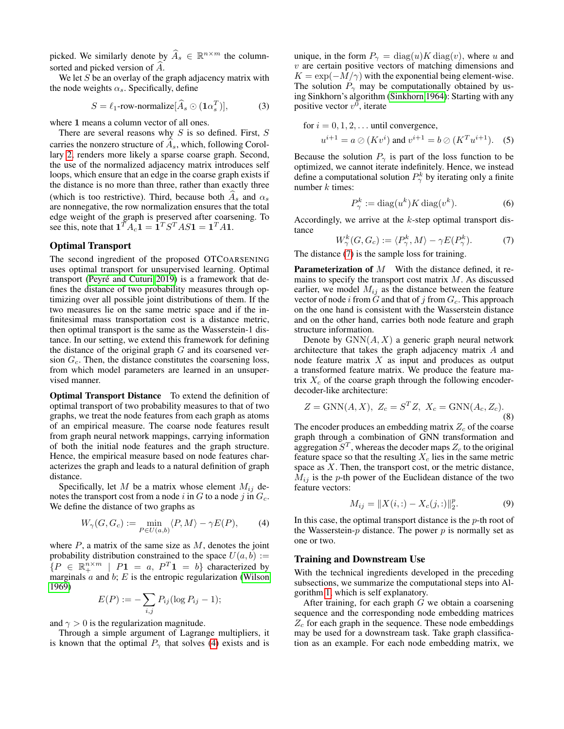picked. We similarly denote by $\widehat{A}_s \in \mathbb{R}^{n\times m}$ the column-sorted and picked version of $\widehat{A}$.

We let $S$ be an overlay of the graph adjacency matrix with the node weights $\alpha_s$. Specifically, define

$$S = \ell_1\text{-row-normalize}[\widehat{A}_s \odot (\mathbf{1}\alpha_s^T)], \tag{3}$$

where $\mathbf{1}$ means a column vector of all ones.

There are several reasons why $S$ is so defined. First, $S$ carries the nonzero structure of $\widehat{A}_s$, which, following Corollary 2, renders more likely a sparse coarse graph. Second, the use of the normalized adjacency matrix introduces self loops, which ensure that an edge in the coarse graph exists if the distance is no more than three, rather than exactly three (which is too restrictive). Third, because both $\widehat{A}_s$ and $\alpha_s$ are nonnegative, the row normalization ensures that the total edge weight of the graph is preserved after coarsening. To see this, note that $\mathbf{1}^T A_c \mathbf{1} = \mathbf{1}^T S^T A S \mathbf{1} = \mathbf{1}^T A \mathbf{1}$.

## Optimal Transport

The second ingredient of the proposed OTCoarsening uses optimal transport for unsupervised learning. Optimal transport (Peyré and Cuturi 2019) is a framework that defines the distance of two probability measures through optimizing over all possible joint distributions of them. If the two measures lie on the same metric space and if the infinitesimal mass transportation cost is a distance metric, then optimal transport is the same as the Wasserstein-1 distance. In our setting, we extend this framework for defining the distance of the original graph $G$ and its coarsened version $G_c$. Then, the distance constitutes the coarsening loss, from which model parameters are learned in an unsupervised manner.

**Optimal Transport Distance** To extend the definition of optimal transport of two probability measures to that of two graphs, we treat the node features from each graph as atoms of an empirical measure. The coarse node features result from graph neural network mappings, carrying information of both the initial node features and the graph structure. Hence, the empirical measure based on node features characterizes the graph and leads to a natural definition of graph distance.

Specifically, let $M$ be a matrix whose element $M_{ij}$ denotes the transport cost from a node $i$ in $G$ to a node $j$ in $G_c$. We define the distance of two graphs as

$$W_\gamma(G, G_c) := \min_{P\in U(a,b)} \langle P, M\rangle - \gamma E(P), \tag{4}$$

where $P$, a matrix of the same size as $M$, denotes the joint probability distribution constrained to the space $U(a,b) := \{P \in \mathbb{R}_+^{n\times m} \mid P\mathbf{1} = a,\ P^T\mathbf{1} = b\}$ characterized by marginals $a$ and $b$; $E$ is the entropic regularization (Wilson 1969)

$$E(P) := -\sum_{i,j} P_{ij}(\log P_{ij} - 1);$$

and $\gamma > 0$ is the regularization magnitude.

Through a simple argument of Lagrange multipliers, it is known that the optimal $P_\gamma$ that solves (4) exists and is unique, in the form $P_\gamma = \operatorname{diag}(u) K \operatorname{diag}(v)$, where $u$ and $v$ are certain positive vectors of matching dimensions and $K = \exp(-M/\gamma)$ with the exponential being element-wise. The solution $P_\gamma$ may be computationally obtained by using Sinkhorn's algorithm (Sinkhorn 1964): Starting with any positive vector $v^0$, iterate

$$\text{for } i = 0, 1, 2, \ldots \text{ until convergence,}$$
$$u^{i+1} = a \oslash (Kv^i) \text{ and } v^{i+1} = b \oslash (K^T u^{i+1}). \tag{5}$$

Because the solution $P_\gamma$ is part of the loss function to be optimized, we cannot iterate indefinitely. Hence, we instead define a computational solution $P_\gamma^k$ by iterating only a finite number $k$ times:

$$P_\gamma^k := \operatorname{diag}(u^k) K \operatorname{diag}(v^k). \tag{6}$$

Accordingly, we arrive at the $k$-step optimal transport distance

$$W_\gamma^k(G, G_c) := \langle P_\gamma^k, M\rangle - \gamma E(P_\gamma^k). \tag{7}$$

The distance (7) is the sample loss for training.

**Parameterization of $M$** With the distance defined, it remains to specify the transport cost matrix $M$. As discussed earlier, we model $M_{ij}$ as the distance between the feature vector of node $i$ from $G$ and that of $j$ from $G_c$. This approach on the one hand is consistent with the Wasserstein distance and on the other hand, carries both node feature and graph structure information.

Denote by $\mathrm{GNN}(A, X)$ a generic graph neural network architecture that takes the graph adjacency matrix $A$ and node feature matrix $X$ as input and produces as output a transformed feature matrix. We produce the feature matrix $X_c$ of the coarse graph through the following encoder-decoder-like architecture:

$$Z = \mathrm{GNN}(A, X),\ Z_c = S^T Z,\ X_c = \mathrm{GNN}(A_c, Z_c). \tag{8}$$

The encoder produces an embedding matrix $Z_c$ of the coarse graph through a combination of GNN transformation and aggregation $S^T$, whereas the decoder maps $Z_c$ to the original feature space so that the resulting $X_c$ lies in the same metric space as $X$. Then, the transport cost, or the metric distance, $M_{ij}$ is the $p$-th power of the Euclidean distance of the two feature vectors:

$$M_{ij} = \|X(i,:) - X_c(j,:)\|_2^p. \tag{9}$$

In this case, the optimal transport distance is the $p$-th root of the Wasserstein-$p$ distance. The power $p$ is normally set as one or two.

## Training and Downstream Use

With the technical ingredients developed in the preceding subsections, we summarize the computational steps into Algorithm 1, which is self explanatory.

After training, for each graph $G$ we obtain a coarsening sequence and the corresponding node embedding matrices $Z_c$ for each graph in the sequence. These node embeddings may be used for a downstream task. Take graph classification as an example. For each node embedding matrix, we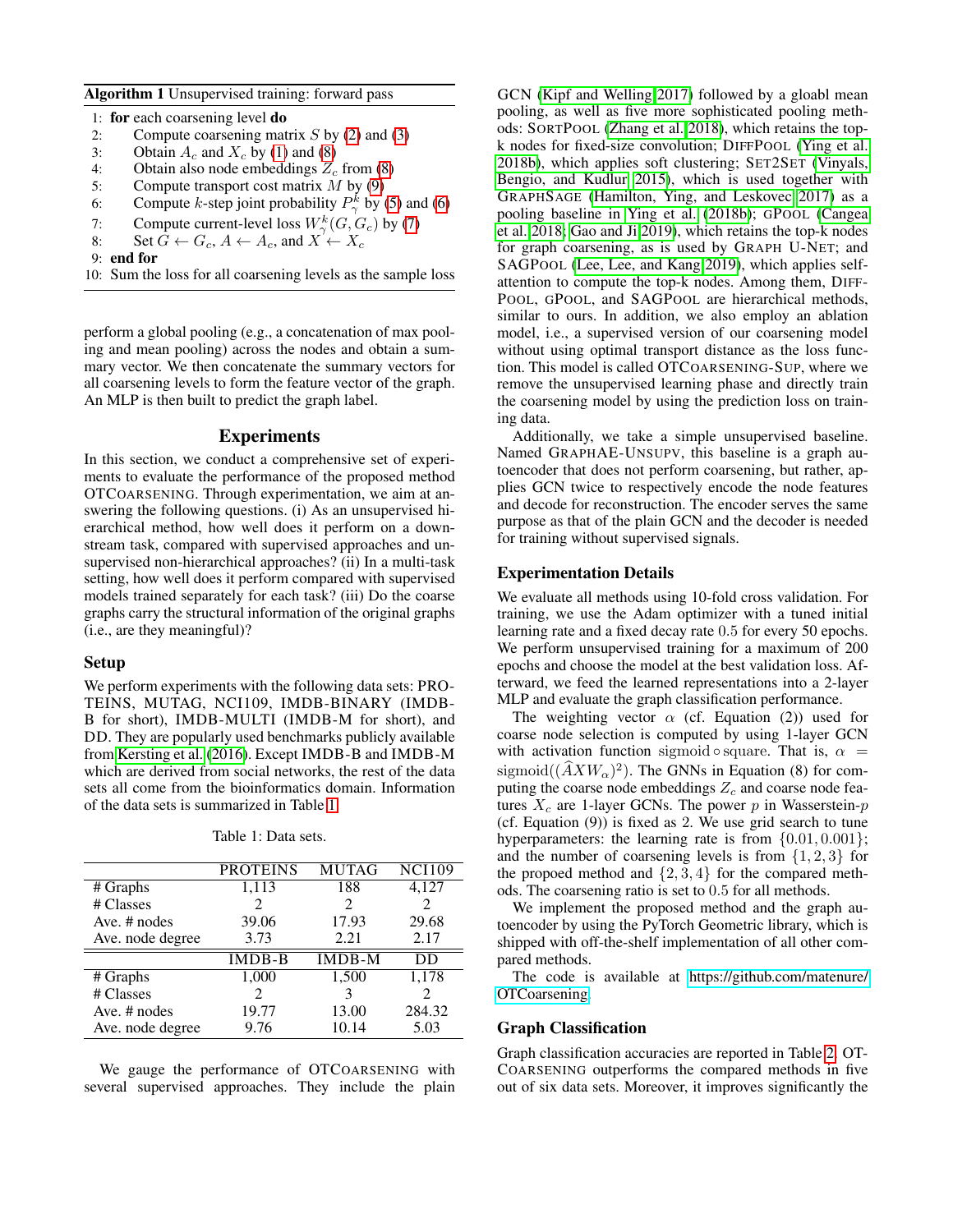**Algorithm 1** Unsupervised training: forward pass

1: **for** each coarsening level **do**
2: Compute coarsening matrix $S$ by (2) and (3)
3: Obtain $A_c$ and $X_c$ by (1) and (8)
4: Obtain also node embeddings $Z_c$ from (8)
5: Compute transport cost matrix $M$ by (9)
6: Compute $k$-step joint probability $P_\gamma^k$ by (5) and (6)
7: Compute current-level loss $W_\gamma^k(G, G_c)$ by (7)
8: Set $G \leftarrow G_c$, $A \leftarrow A_c$, and $X \leftarrow X_c$
9: **end for**
10: Sum the loss for all coarsening levels as the sample loss

perform a global pooling (e.g., a concatenation of max pooling and mean pooling) across the nodes and obtain a summary vector. We then concatenate the summary vectors for all coarsening levels to form the feature vector of the graph. An MLP is then built to predict the graph label.

## Experiments

In this section, we conduct a comprehensive set of experiments to evaluate the performance of the proposed method OTCOARSENING. Through experimentation, we aim at answering the following questions. (i) As an unsupervised hierarchical method, how well does it perform on a downstream task, compared with supervised approaches and unsupervised non-hierarchical approaches? (ii) In a multi-task setting, how well does it perform compared with supervised models trained separately for each task? (iii) Do the coarse graphs carry the structural information of the original graphs (i.e., are they meaningful)?

### Setup

We perform experiments with the following data sets: PROTEINS, MUTAG, NCI109, IMDB-BINARY (IMDB-B for short), IMDB-MULTI (IMDB-M for short), and DD. They are popularly used benchmarks publicly available from Kersting et al. (2016). Except IMDB-B and IMDB-M which are derived from social networks, the rest of the data sets all come from the bioinformatics domain. Information of the data sets is summarized in Table 1.

Table 1: Data sets.

| | PROTEINS | MUTAG | NCI109 |
|---|---|---|---|
| # Graphs | 1,113 | 188 | 4,127 |
| # Classes | 2 | 2 | 2 |
| Ave. # nodes | 39.06 | 17.93 | 29.68 |
| Ave. node degree | 3.73 | 2.21 | 2.17 |
| | **IMDB-B** | **IMDB-M** | **DD** |
| # Graphs | 1,000 | 1,500 | 1,178 |
| # Classes | 2 | 3 | 2 |
| Ave. # nodes | 19.77 | 13.00 | 284.32 |
| Ave. node degree | 9.76 | 10.14 | 5.03 |

We gauge the performance of OTCOARSENING with several supervised approaches. They include the plain GCN (Kipf and Welling 2017) followed by a gloabl mean pooling, as well as five more sophisticated pooling methods: SORTPOOL (Zhang et al. 2018), which retains the top-k nodes for fixed-size convolution; DIFFPOOL (Ying et al. 2018b), which applies soft clustering; SET2SET (Vinyals, Bengio, and Kudlur 2015), which is used together with GRAPHSAGE (Hamilton, Ying, and Leskovec 2017) as a pooling baseline in Ying et al. (2018b); GPOOL (Cangea et al. 2018; Gao and Ji 2019), which retains the top-k nodes for graph coarsening, as is used by GRAPH U-NET; and SAGPOOL (Lee, Lee, and Kang 2019), which applies self-attention to compute the top-k nodes. Among them, DIFFPOOL, GPOOL, and SAGPOOL are hierarchical methods, similar to ours. In addition, we also employ an ablation model, i.e., a supervised version of our coarsening model without using optimal transport distance as the loss function. This model is called OTCOARSENING-SUP, where we remove the unsupervised learning phase and directly train the coarsening model by using the prediction loss on training data.

Additionally, we take a simple unsupervised baseline. Named GRAPHAE-UNSUPV, this baseline is a graph autoencoder that does not perform coarsening, but rather, applies GCN twice to respectively encode the node features and decode for reconstruction. The encoder serves the same purpose as that of the plain GCN and the decoder is needed for training without supervised signals.

### Experimentation Details

We evaluate all methods using 10-fold cross validation. For training, we use the Adam optimizer with a tuned initial learning rate and a fixed decay rate 0.5 for every 50 epochs. We perform unsupervised training for a maximum of 200 epochs and choose the model at the best validation loss. Afterward, we feed the learned representations into a 2-layer MLP and evaluate the graph classification performance.

The weighting vector $\alpha$ (cf. Equation (2)) used for coarse node selection is computed by using 1-layer GCN with activation function $\mathrm{sigmoid} \circ \mathrm{square}$. That is, $\alpha = \mathrm{sigmoid}((\widehat{A}XW_\alpha)^2)$. The GNNs in Equation (8) for computing the coarse node embeddings $Z_c$ and coarse node features $X_c$ are 1-layer GCNs. The power $p$ in Wasserstein-$p$ (cf. Equation (9)) is fixed as 2. We use grid search to tune hyperparameters: the learning rate is from $\{0.01, 0.001\}$; and the number of coarsening levels is from $\{1, 2, 3\}$ for the propoed method and $\{2, 3, 4\}$ for the compared methods. The coarsening ratio is set to 0.5 for all methods.

We implement the proposed method and the graph autoencoder by using the PyTorch Geometric library, which is shipped with off-the-shelf implementation of all other compared methods.

The code is available at https://github.com/matenure/OTCoarsening.

### Graph Classification

Graph classification accuracies are reported in Table 2. OTCOARSENING outperforms the compared methods in five out of six data sets. Moreover, it improves significantly the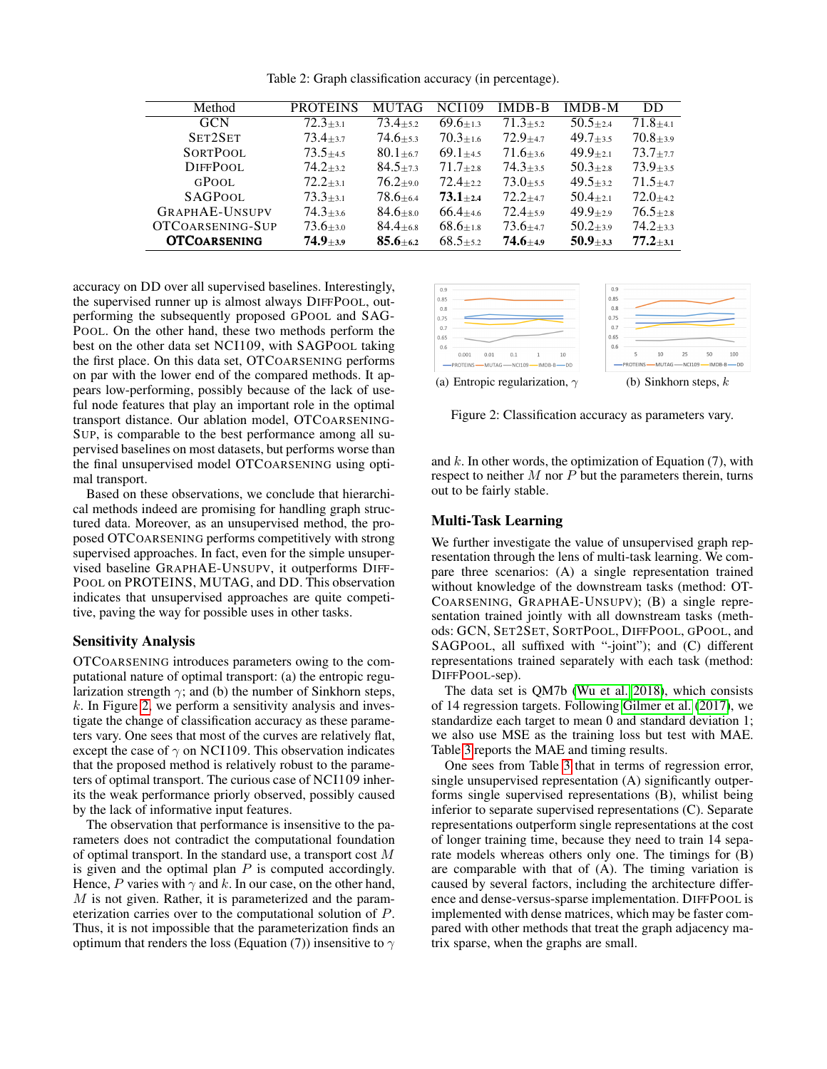Table 2: Graph classification accuracy (in percentage).

| Method | PROTEINS | MUTAG | NCI109 | IMDB-B | IMDB-M | DD |
|---|---|---|---|---|---|---|
| GCN | 72.3$_{\pm 3.1}$ | 73.4$_{\pm 5.2}$ | 69.6$_{\pm 1.3}$ | 71.3$_{\pm 5.2}$ | 50.5$_{\pm 2.4}$ | 71.8$_{\pm 4.1}$ |
| SET2SET | 73.4$_{\pm 3.7}$ | 74.6$_{\pm 5.3}$ | 70.3$_{\pm 1.6}$ | 72.9$_{\pm 4.7}$ | 49.7$_{\pm 3.5}$ | 70.8$_{\pm 3.9}$ |
| SORTPOOL | 73.5$_{\pm 4.5}$ | 80.1$_{\pm 6.7}$ | 69.1$_{\pm 4.5}$ | 71.6$_{\pm 3.6}$ | 49.9$_{\pm 2.1}$ | 73.7$_{\pm 7.7}$ |
| DIFFPOOL | 74.2$_{\pm 3.2}$ | 84.5$_{\pm 7.3}$ | 71.7$_{\pm 2.8}$ | 74.3$_{\pm 3.5}$ | 50.3$_{\pm 2.8}$ | 73.9$_{\pm 3.5}$ |
| GPOOL | 72.2$_{\pm 3.1}$ | 76.2$_{\pm 9.0}$ | 72.4$_{\pm 2.2}$ | 73.0$_{\pm 5.5}$ | 49.5$_{\pm 3.2}$ | 71.5$_{\pm 4.7}$ |
| SAGPOOL | 73.3$_{\pm 3.1}$ | 78.6$_{\pm 6.4}$ | **73.1**$_{\pm 2.4}$ | 72.2$_{\pm 4.7}$ | 50.4$_{\pm 2.1}$ | 72.0$_{\pm 4.2}$ |
| GRAPHAE-UNSUPV | 74.3$_{\pm 3.6}$ | 84.6$_{\pm 8.0}$ | 66.4$_{\pm 4.6}$ | 72.4$_{\pm 5.9}$ | 49.9$_{\pm 2.9}$ | 76.5$_{\pm 2.8}$ |
| OTCOARSENING-SUP | 73.6$_{\pm 3.0}$ | 84.4$_{\pm 6.8}$ | 68.6$_{\pm 1.8}$ | 73.6$_{\pm 4.7}$ | 50.2$_{\pm 3.9}$ | 74.2$_{\pm 3.3}$ |
| **OTCOARSENING** | **74.9**$_{\pm 3.9}$ | **85.6**$_{\pm 6.2}$ | 68.5$_{\pm 5.2}$ | **74.6**$_{\pm 4.9}$ | **50.9**$_{\pm 3.3}$ | **77.2**$_{\pm 3.1}$ |

accuracy on DD over all supervised baselines. Interestingly, the supervised runner up is almost always DIFFPOOL, outperforming the subsequently proposed GPOOL and SAGPOOL. On the other hand, these two methods perform the best on the other data set NCI109, with SAGPOOL taking the first place. On this data set, OTCOARSENING performs on par with the lower end of the compared methods. It appears low-performing, possibly because of the lack of useful node features that play an important role in the optimal transport distance. Our ablation model, OTCOARSENING-SUP, is comparable to the best performance among all supervised baselines on most datasets, but performs worse than the final unsupervised model OTCOARSENING using optimal transport.

Based on these observations, we conclude that hierarchical methods indeed are promising for handling graph structured data. Moreover, as an unsupervised method, the proposed OTCOARSENING performs competitively with strong supervised approaches. In fact, even for the simple unsupervised baseline GRAPHAE-UNSUPV, it outperforms DIFFPOOL on PROTEINS, MUTAG, and DD. This observation indicates that unsupervised approaches are quite competitive, paving the way for possible uses in other tasks.

## Sensitivity Analysis

OTCOARSENING introduces parameters owing to the computational nature of optimal transport: (a) the entropic regularization strength $\gamma$; and (b) the number of Sinkhorn steps, $k$. In Figure 2, we perform a sensitivity analysis and investigate the change of classification accuracy as these parameters vary. One sees that most of the curves are relatively flat, except the case of $\gamma$ on NCI109. This observation indicates that the proposed method is relatively robust to the parameters of optimal transport. The curious case of NCI109 inherits the weak performance priorly observed, possibly caused by the lack of informative input features.

The observation that performance is insensitive to the parameters does not contradict the computational foundation of optimal transport. In the standard use, a transport cost $M$ is given and the optimal plan $P$ is computed accordingly. Hence, $P$ varies with $\gamma$ and $k$. In our case, on the other hand, $M$ is not given. Rather, it is parameterized and the parameterization carries over to the computational solution of $P$. Thus, it is not impossible that the parameterization finds an optimum that renders the loss (Equation (7)) insensitive to $\gamma$ and $k$. In other words, the optimization of Equation (7), with respect to neither $M$ nor $P$ but the parameters therein, turns out to be fairly stable.

(a) Entropic regularization, $\gamma$ (b) Sinkhorn steps, $k$

Figure 2: Classification accuracy as parameters vary.

## Multi-Task Learning

We further investigate the value of unsupervised graph representation through the lens of multi-task learning. We compare three scenarios: (A) a single representation trained without knowledge of the downstream tasks (method: OTCOARSENING, GRAPHAE-UNSUPV); (B) a single representation trained jointly with all downstream tasks (methods: GCN, SET2SET, SORTPOOL, DIFFPOOL, GPOOL, and SAGPOOL, all suffixed with "-joint"); and (C) different representations trained separately with each task (method: DIFFPOOL-sep).

The data set is QM7b (Wu et al. 2018), which consists of 14 regression targets. Following Gilmer et al. (2017), we standardize each target to mean 0 and standard deviation 1; we also use MSE as the training loss but test with MAE. Table 3 reports the MAE and timing results.

One sees from Table 3 that in terms of regression error, single unsupervised representation (A) significantly outperforms single supervised representations (B), whilst being inferior to separate supervised representations (C). Separate representations outperform single representations at the cost of longer training time, because they need to train 14 separate models whereas others only one. The timings for (B) are comparable with that of (A). The timing variation is caused by several factors, including the architecture difference and dense-versus-sparse implementation. DIFFPOOL is implemented with dense matrices, which may be faster compared with other methods that treat the graph adjacency matrix sparse, when the graphs are small.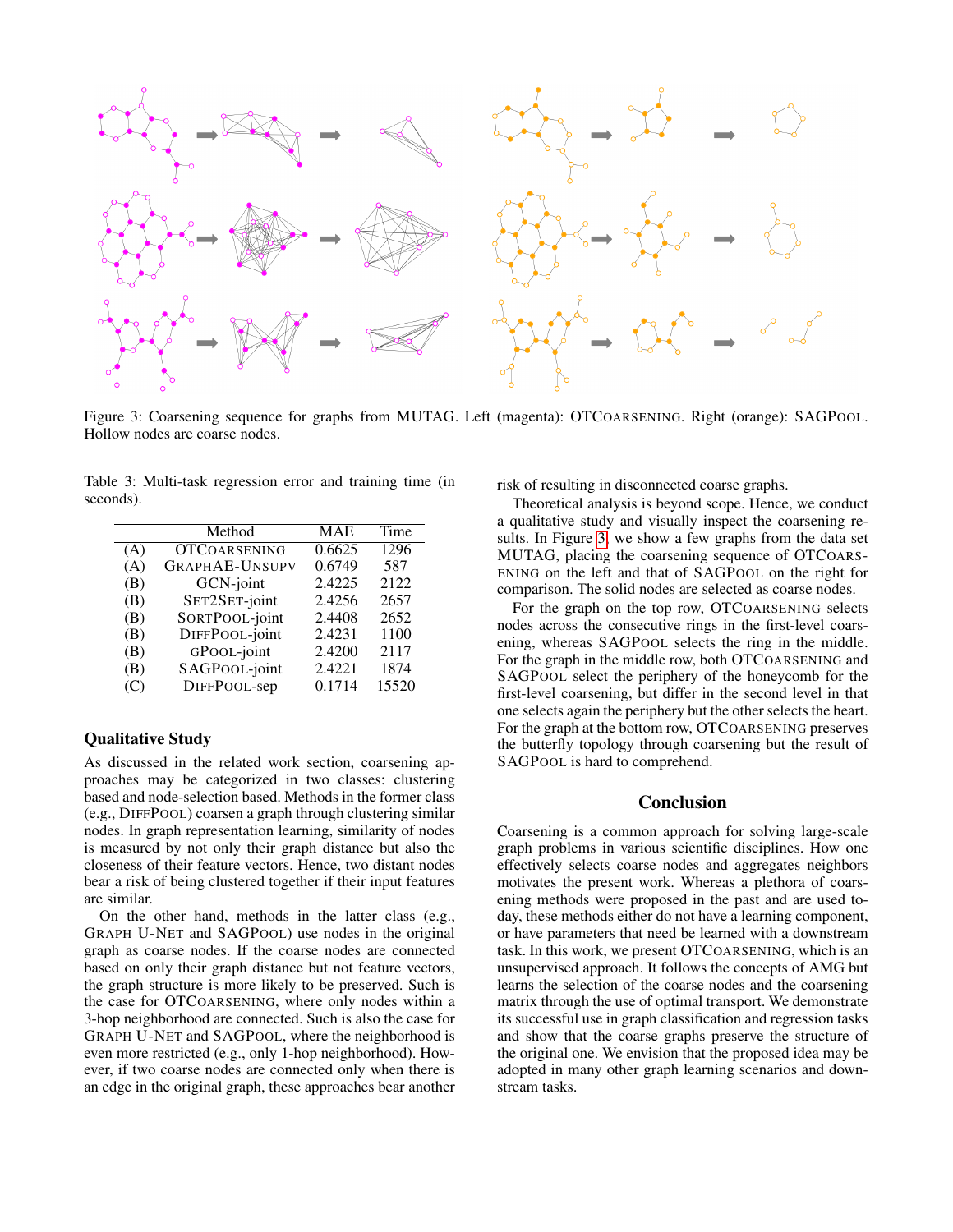Figure 3: Coarsening sequence for graphs from MUTAG. Left (magenta): OTCOARSENING. Right (orange): SAGPOOL. Hollow nodes are coarse nodes.

Table 3: Multi-task regression error and training time (in seconds).

| | Method | MAE | Time |
|---|---|---|---|
| (A) | OTCOARSENING | 0.6625 | 1296 |
| (A) | GRAPHAE-UNSUPV | 0.6749 | 587 |
| (B) | GCN-joint | 2.4225 | 2122 |
| (B) | SET2SET-joint | 2.4256 | 2657 |
| (B) | SORTPOOL-joint | 2.4408 | 2652 |
| (B) | DIFFPOOL-joint | 2.4231 | 1100 |
| (B) | GPOOL-joint | 2.4200 | 2117 |
| (B) | SAGPOOL-joint | 2.4221 | 1874 |
| (C) | DIFFPOOL-sep | 0.1714 | 15520 |

### Qualitative Study

As discussed in the related work section, coarsening approaches may be categorized in two classes: clustering based and node-selection based. Methods in the former class (e.g., DIFFPOOL) coarsen a graph through clustering similar nodes. In graph representation learning, similarity of nodes is measured by not only their graph distance but also the closeness of their feature vectors. Hence, two distant nodes bear a risk of being clustered together if their input features are similar.

On the other hand, methods in the latter class (e.g., GRAPH U-NET and SAGPOOL) use nodes in the original graph as coarse nodes. If the coarse nodes are connected based on only their graph distance but not feature vectors, the graph structure is more likely to be preserved. Such is the case for OTCOARSENING, where only nodes within a 3-hop neighborhood are connected. Such is also the case for GRAPH U-NET and SAGPOOL, where the neighborhood is even more restricted (e.g., only 1-hop neighborhood). However, if two coarse nodes are connected only when there is an edge in the original graph, these approaches bear another risk of resulting in disconnected coarse graphs.

Theoretical analysis is beyond scope. Hence, we conduct a qualitative study and visually inspect the coarsening results. In Figure 3, we show a few graphs from the data set MUTAG, placing the coarsening sequence of OTCOARSENING on the left and that of SAGPOOL on the right for comparison. The solid nodes are selected as coarse nodes.

For the graph on the top row, OTCOARSENING selects nodes across the consecutive rings in the first-level coarsening, whereas SAGPOOL selects the ring in the middle. For the graph in the middle row, both OTCOARSENING and SAGPOOL select the periphery of the honeycomb for the first-level coarsening, but differ in the second level in that one selects again the periphery but the other selects the heart. For the graph at the bottom row, OTCOARSENING preserves the butterfly topology through coarsening but the result of SAGPOOL is hard to comprehend.

## Conclusion

Coarsening is a common approach for solving large-scale graph problems in various scientific disciplines. How one effectively selects coarse nodes and aggregates neighbors motivates the present work. Whereas a plethora of coarsening methods were proposed in the past and are used today, these methods either do not have a learning component, or have parameters that need be learned with a downstream task. In this work, we present OTCOARSENING, which is an unsupervised approach. It follows the concepts of AMG but learns the selection of the coarse nodes and the coarsening matrix through the use of optimal transport. We demonstrate its successful use in graph classification and regression tasks and show that the coarse graphs preserve the structure of the original one. We envision that the proposed idea may be adopted in many other graph learning scenarios and downstream tasks.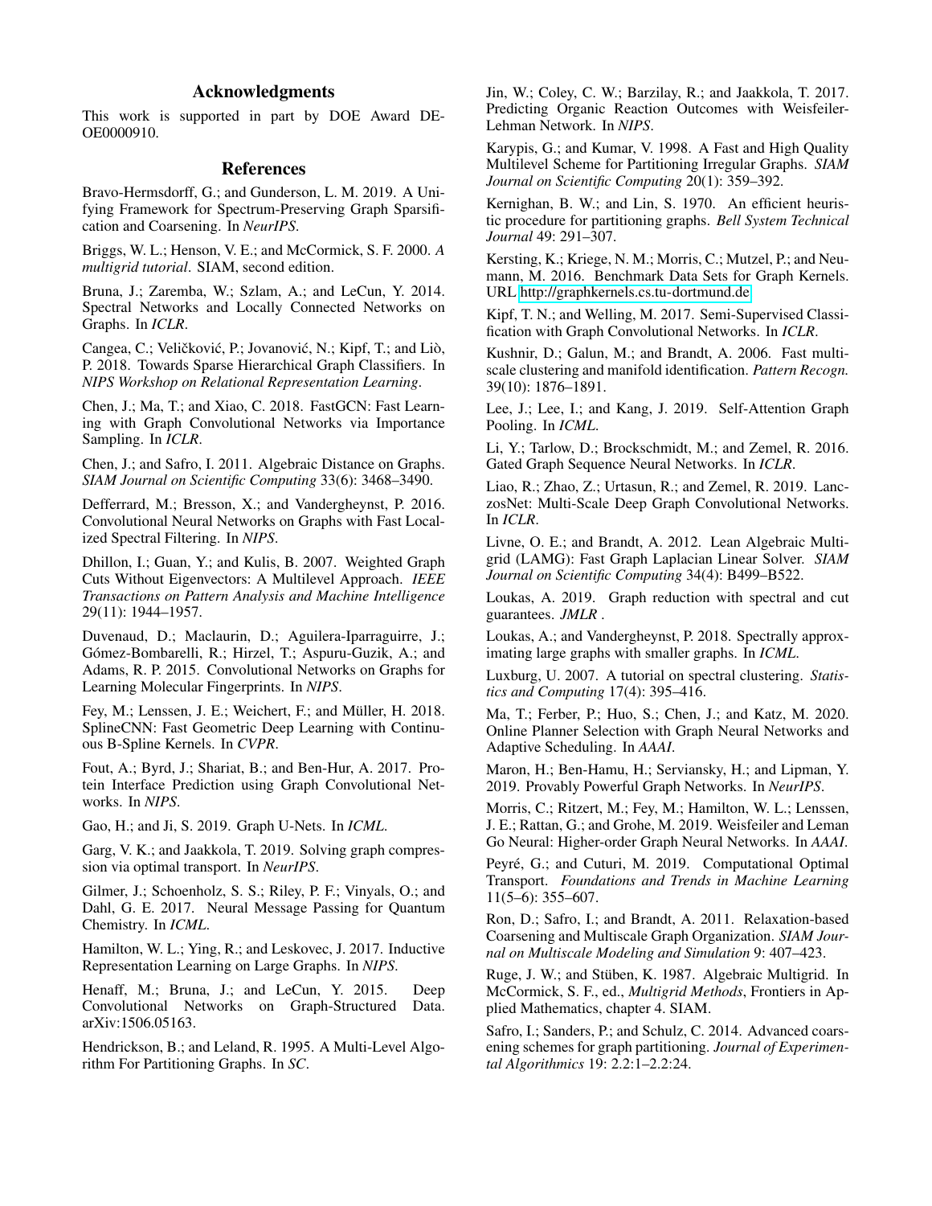## Acknowledgments

This work is supported in part by DOE Award DE-OE0000910.

## References

Bravo-Hermsdorff, G.; and Gunderson, L. M. 2019. A Unifying Framework for Spectrum-Preserving Graph Sparsification and Coarsening. In *NeurIPS*.

Briggs, W. L.; Henson, V. E.; and McCormick, S. F. 2000. *A multigrid tutorial*. SIAM, second edition.

Bruna, J.; Zaremba, W.; Szlam, A.; and LeCun, Y. 2014. Spectral Networks and Locally Connected Networks on Graphs. In *ICLR*.

Cangea, C.; Veličković, P.; Jovanović, N.; Kipf, T.; and Liò, P. 2018. Towards Sparse Hierarchical Graph Classifiers. In *NIPS Workshop on Relational Representation Learning*.

Chen, J.; Ma, T.; and Xiao, C. 2018. FastGCN: Fast Learning with Graph Convolutional Networks via Importance Sampling. In *ICLR*.

Chen, J.; and Safro, I. 2011. Algebraic Distance on Graphs. *SIAM Journal on Scientific Computing* 33(6): 3468–3490.

Defferrard, M.; Bresson, X.; and Vandergheynst, P. 2016. Convolutional Neural Networks on Graphs with Fast Localized Spectral Filtering. In *NIPS*.

Dhillon, I.; Guan, Y.; and Kulis, B. 2007. Weighted Graph Cuts Without Eigenvectors: A Multilevel Approach. *IEEE Transactions on Pattern Analysis and Machine Intelligence* 29(11): 1944–1957.

Duvenaud, D.; Maclaurin, D.; Aguilera-Iparraguirre, J.; Gómez-Bombarelli, R.; Hirzel, T.; Aspuru-Guzik, A.; and Adams, R. P. 2015. Convolutional Networks on Graphs for Learning Molecular Fingerprints. In *NIPS*.

Fey, M.; Lenssen, J. E.; Weichert, F.; and Müller, H. 2018. SplineCNN: Fast Geometric Deep Learning with Continuous B-Spline Kernels. In *CVPR*.

Fout, A.; Byrd, J.; Shariat, B.; and Ben-Hur, A. 2017. Protein Interface Prediction using Graph Convolutional Networks. In *NIPS*.

Gao, H.; and Ji, S. 2019. Graph U-Nets. In *ICML*.

Garg, V. K.; and Jaakkola, T. 2019. Solving graph compression via optimal transport. In *NeurIPS*.

Gilmer, J.; Schoenholz, S. S.; Riley, P. F.; Vinyals, O.; and Dahl, G. E. 2017. Neural Message Passing for Quantum Chemistry. In *ICML*.

Hamilton, W. L.; Ying, R.; and Leskovec, J. 2017. Inductive Representation Learning on Large Graphs. In *NIPS*.

Henaff, M.; Bruna, J.; and LeCun, Y. 2015. Deep Convolutional Networks on Graph-Structured Data. arXiv:1506.05163.

Hendrickson, B.; and Leland, R. 1995. A Multi-Level Algorithm For Partitioning Graphs. In *SC*.

Jin, W.; Coley, C. W.; Barzilay, R.; and Jaakkola, T. 2017. Predicting Organic Reaction Outcomes with Weisfeiler-Lehman Network. In *NIPS*.

Karypis, G.; and Kumar, V. 1998. A Fast and High Quality Multilevel Scheme for Partitioning Irregular Graphs. *SIAM Journal on Scientific Computing* 20(1): 359–392.

Kernighan, B. W.; and Lin, S. 1970. An efficient heuristic procedure for partitioning graphs. *Bell System Technical Journal* 49: 291–307.

Kersting, K.; Kriege, N. M.; Morris, C.; Mutzel, P.; and Neumann, M. 2016. Benchmark Data Sets for Graph Kernels. URL http://graphkernels.cs.tu-dortmund.de.

Kipf, T. N.; and Welling, M. 2017. Semi-Supervised Classification with Graph Convolutional Networks. In *ICLR*.

Kushnir, D.; Galun, M.; and Brandt, A. 2006. Fast multiscale clustering and manifold identification. *Pattern Recogn.* 39(10): 1876–1891.

Lee, J.; Lee, I.; and Kang, J. 2019. Self-Attention Graph Pooling. In *ICML*.

Li, Y.; Tarlow, D.; Brockschmidt, M.; and Zemel, R. 2016. Gated Graph Sequence Neural Networks. In *ICLR*.

Liao, R.; Zhao, Z.; Urtasun, R.; and Zemel, R. 2019. LanczosNet: Multi-Scale Deep Graph Convolutional Networks. In *ICLR*.

Livne, O. E.; and Brandt, A. 2012. Lean Algebraic Multigrid (LAMG): Fast Graph Laplacian Linear Solver. *SIAM Journal on Scientific Computing* 34(4): B499–B522.

Loukas, A. 2019. Graph reduction with spectral and cut guarantees. *JMLR* .

Loukas, A.; and Vandergheynst, P. 2018. Spectrally approximating large graphs with smaller graphs. In *ICML*.

Luxburg, U. 2007. A tutorial on spectral clustering. *Statistics and Computing* 17(4): 395–416.

Ma, T.; Ferber, P.; Huo, S.; Chen, J.; and Katz, M. 2020. Online Planner Selection with Graph Neural Networks and Adaptive Scheduling. In *AAAI*.

Maron, H.; Ben-Hamu, H.; Serviansky, H.; and Lipman, Y. 2019. Provably Powerful Graph Networks. In *NeurIPS*.

Morris, C.; Ritzert, M.; Fey, M.; Hamilton, W. L.; Lenssen, J. E.; Rattan, G.; and Grohe, M. 2019. Weisfeiler and Leman Go Neural: Higher-order Graph Neural Networks. In *AAAI*.

Peyré, G.; and Cuturi, M. 2019. Computational Optimal Transport. *Foundations and Trends in Machine Learning* 11(5–6): 355–607.

Ron, D.; Safro, I.; and Brandt, A. 2011. Relaxation-based Coarsening and Multiscale Graph Organization. *SIAM Journal on Multiscale Modeling and Simulation* 9: 407–423.

Ruge, J. W.; and Stüben, K. 1987. Algebraic Multigrid. In McCormick, S. F., ed., *Multigrid Methods*, Frontiers in Applied Mathematics, chapter 4. SIAM.

Safro, I.; Sanders, P.; and Schulz, C. 2014. Advanced coarsening schemes for graph partitioning. *Journal of Experimental Algorithms* 19: 2.2:1–2.2:24.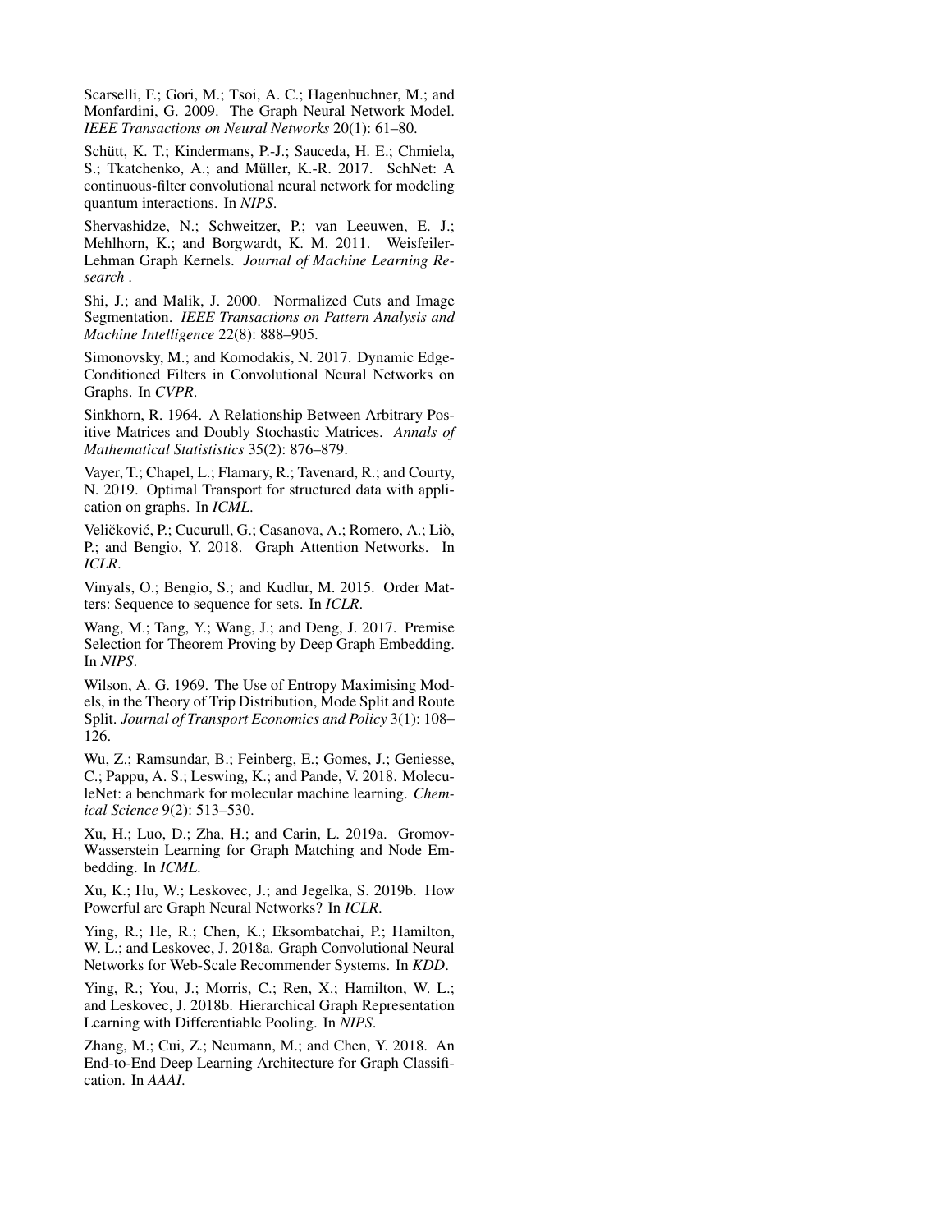Scarselli, F.; Gori, M.; Tsoi, A. C.; Hagenbuchner, M.; and Monfardini, G. 2009. The Graph Neural Network Model. *IEEE Transactions on Neural Networks* 20(1): 61–80.

Schütt, K. T.; Kindermans, P.-J.; Sauceda, H. E.; Chmiela, S.; Tkatchenko, A.; and Müller, K.-R. 2017. SchNet: A continuous-filter convolutional neural network for modeling quantum interactions. In *NIPS*.

Shervashidze, N.; Schweitzer, P.; van Leeuwen, E. J.; Mehlhorn, K.; and Borgwardt, K. M. 2011. Weisfeiler-Lehman Graph Kernels. *Journal of Machine Learning Research* .

Shi, J.; and Malik, J. 2000. Normalized Cuts and Image Segmentation. *IEEE Transactions on Pattern Analysis and Machine Intelligence* 22(8): 888–905.

Simonovsky, M.; and Komodakis, N. 2017. Dynamic Edge-Conditioned Filters in Convolutional Neural Networks on Graphs. In *CVPR*.

Sinkhorn, R. 1964. A Relationship Between Arbitrary Positive Matrices and Doubly Stochastic Matrices. *Annals of Mathematical Statististics* 35(2): 876–879.

Vayer, T.; Chapel, L.; Flamary, R.; Tavenard, R.; and Courty, N. 2019. Optimal Transport for structured data with application on graphs. In *ICML*.

Veličković, P.; Cucurull, G.; Casanova, A.; Romero, A.; Liò, P.; and Bengio, Y. 2018. Graph Attention Networks. In *ICLR*.

Vinyals, O.; Bengio, S.; and Kudlur, M. 2015. Order Matters: Sequence to sequence for sets. In *ICLR*.

Wang, M.; Tang, Y.; Wang, J.; and Deng, J. 2017. Premise Selection for Theorem Proving by Deep Graph Embedding. In *NIPS*.

Wilson, A. G. 1969. The Use of Entropy Maximising Models, in the Theory of Trip Distribution, Mode Split and Route Split. *Journal of Transport Economics and Policy* 3(1): 108–126.

Wu, Z.; Ramsundar, B.; Feinberg, E.; Gomes, J.; Geniesse, C.; Pappu, A. S.; Leswing, K.; and Pande, V. 2018. MoleculeNet: a benchmark for molecular machine learning. *Chemical Science* 9(2): 513–530.

Xu, H.; Luo, D.; Zha, H.; and Carin, L. 2019a. Gromov-Wasserstein Learning for Graph Matching and Node Embedding. In *ICML*.

Xu, K.; Hu, W.; Leskovec, J.; and Jegelka, S. 2019b. How Powerful are Graph Neural Networks? In *ICLR*.

Ying, R.; He, R.; Chen, K.; Eksombatchai, P.; Hamilton, W. L.; and Leskovec, J. 2018a. Graph Convolutional Neural Networks for Web-Scale Recommender Systems. In *KDD*.

Ying, R.; You, J.; Morris, C.; Ren, X.; Hamilton, W. L.; and Leskovec, J. 2018b. Hierarchical Graph Representation Learning with Differentiable Pooling. In *NIPS*.

Zhang, M.; Cui, Z.; Neumann, M.; and Chen, Y. 2018. An End-to-End Deep Learning Architecture for Graph Classification. In *AAAI*.